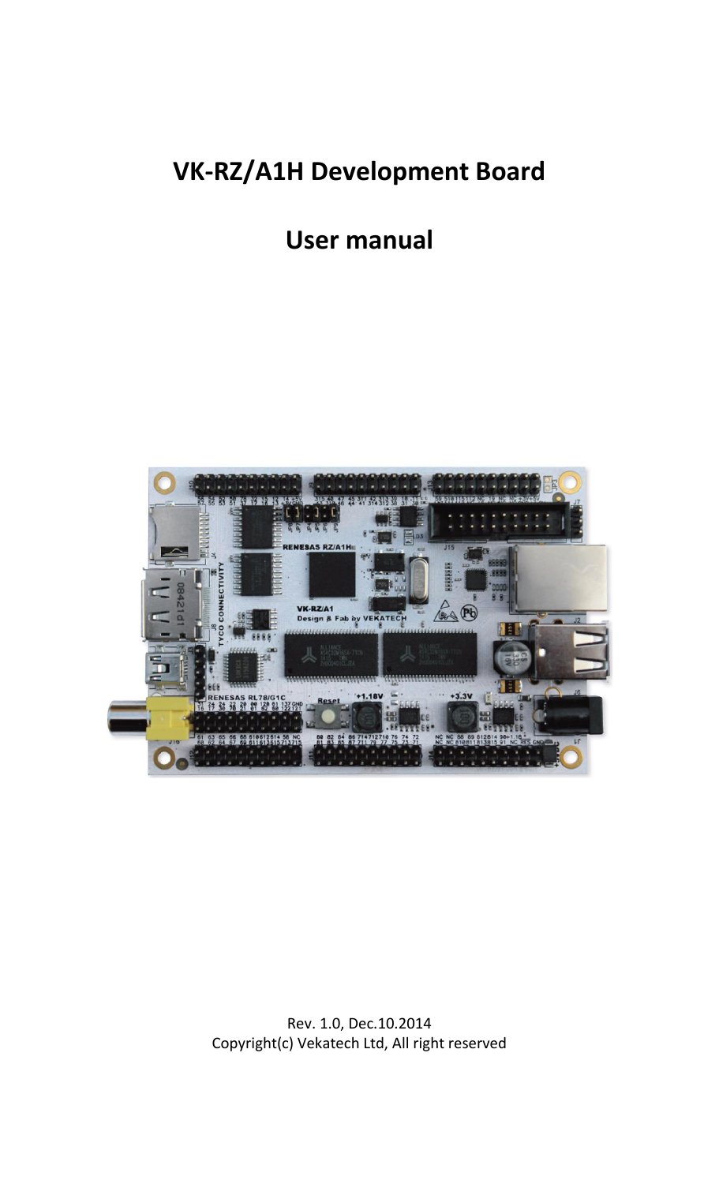# VK-RZ/A1H Development Board

# User manual

Rev. 1.0, Dec.10.2014
Copyright(c) Vekatech Ltd, All right reserved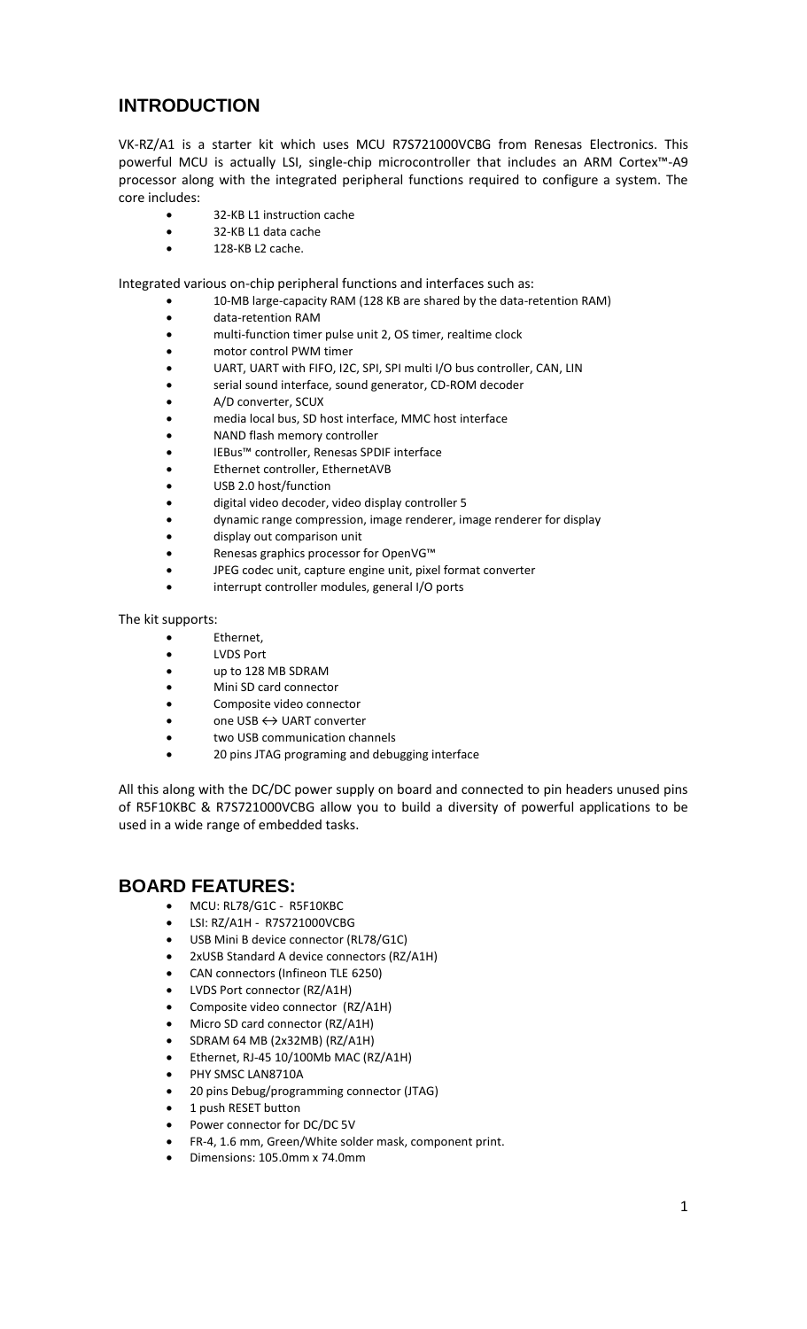## INTRODUCTION

VK-RZ/A1 is a starter kit which uses MCU R7S721000VCBG from Renesas Electronics. This powerful MCU is actually LSI, single-chip microcontroller that includes an ARM Cortex™-A9 processor along with the integrated peripheral functions required to configure a system. The core includes:

- 32-KB L1 instruction cache
- 32-KB L1 data cache
- 128-KB L2 cache.

Integrated various on-chip peripheral functions and interfaces such as:

- 10-MB large-capacity RAM (128 KB are shared by the data-retention RAM)
- data-retention RAM
- multi-function timer pulse unit 2, OS timer, realtime clock
- motor control PWM timer
- UART, UART with FIFO, I2C, SPI, SPI multi I/O bus controller, CAN, LIN
- serial sound interface, sound generator, CD-ROM decoder
- A/D converter, SCUX
- media local bus, SD host interface, MMC host interface
- NAND flash memory controller
- IEBus™ controller, Renesas SPDIF interface
- Ethernet controller, EthernetAVB
- USB 2.0 host/function
- digital video decoder, video display controller 5
- dynamic range compression, image renderer, image renderer for display
- display out comparison unit
- Renesas graphics processor for OpenVG™
- JPEG codec unit, capture engine unit, pixel format converter
- interrupt controller modules, general I/O ports

The kit supports:

- Ethernet,
- LVDS Port
- up to 128 MB SDRAM
- Mini SD card connector
- Composite video connector
- one USB ↔ UART converter
- two USB communication channels
- 20 pins JTAG programing and debugging interface

All this along with the DC/DC power supply on board and connected to pin headers unused pins of R5F10KBC & R7S721000VCBG allow you to build a diversity of powerful applications to be used in a wide range of embedded tasks.

## BOARD FEATURES:

- MCU: RL78/G1C - R5F10KBC
- LSI: RZ/A1H - R7S721000VCBG
- USB Mini B device connector (RL78/G1C)
- 2xUSB Standard A device connectors (RZ/A1H)
- CAN connectors (Infineon TLE 6250)
- LVDS Port connector (RZ/A1H)
- Composite video connector (RZ/A1H)
- Micro SD card connector (RZ/A1H)
- SDRAM 64 MB (2x32MB) (RZ/A1H)
- Ethernet, RJ-45 10/100Mb MAC (RZ/A1H)
- PHY SMSC LAN8710A
- 20 pins Debug/programming connector (JTAG)
- 1 push RESET button
- Power connector for DC/DC 5V
- FR-4, 1.6 mm, Green/White solder mask, component print.
- Dimensions: 105.0mm x 74.0mm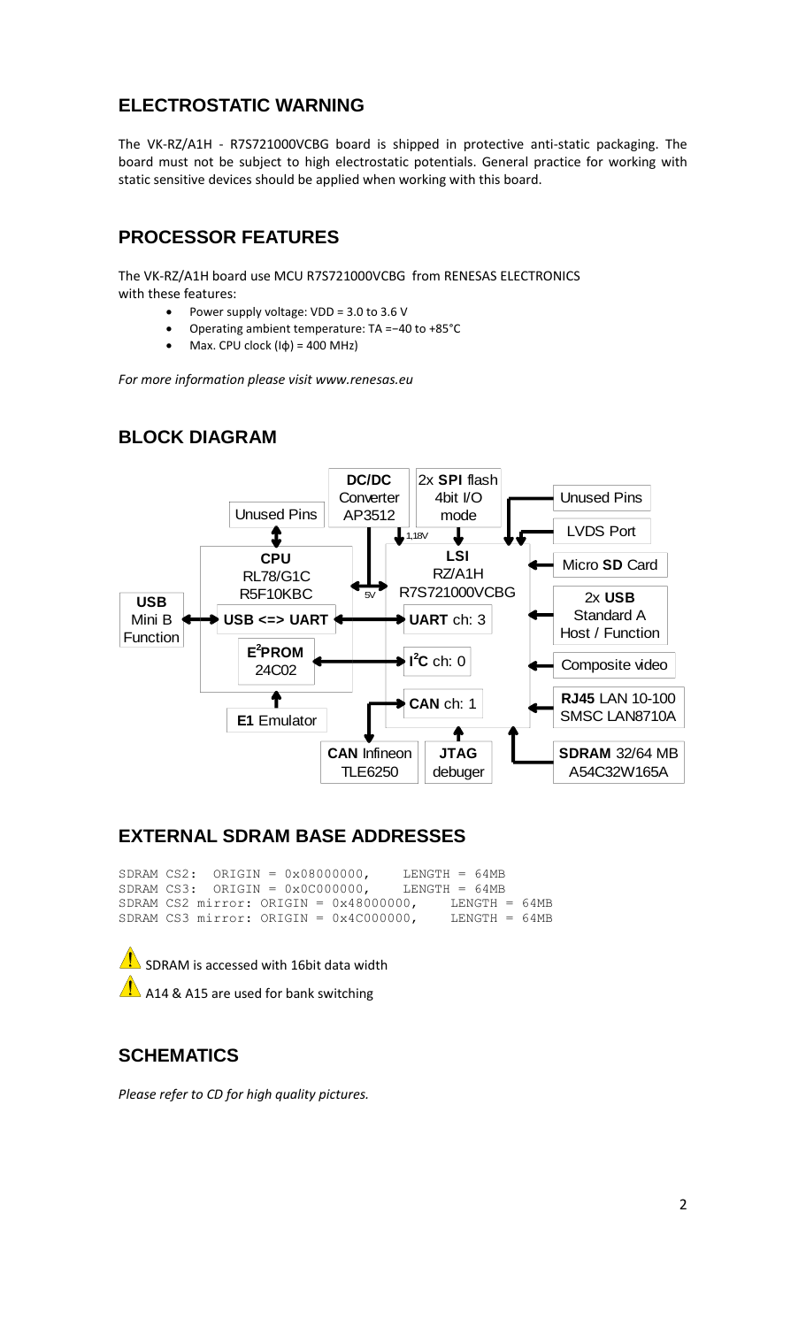## ELECTROSTATIC WARNING

The VK-RZ/A1H - R7S721000VCBG board is shipped in protective anti-static packaging. The board must not be subject to high electrostatic potentials. General practice for working with static sensitive devices should be applied when working with this board.

## PROCESSOR FEATURES

The VK-RZ/A1H board use MCU R7S721000VCBG from RENESAS ELECTRONICS with these features:

- Power supply voltage: VDD = 3.0 to 3.6 V
- Operating ambient temperature: TA =−40 to +85°C
- Max. CPU clock (Iϕ) = 400 MHz)

*For more information please visit www.renesas.eu*

## BLOCK DIAGRAM

DC/DC Converter AP3512 | 2x SPI flash 4bit I/O mode | Unused Pins | LVDS Port | Unused Pins | 1,18V | 5V

CPU RL78/G1C R5F10KBC | USB <=> UART | E²PROM 24C02 | E1 Emulator

USB Mini B Function

LSI RZ/A1H R7S721000VCBG | UART ch: 3 | I²C ch: 0 | CAN ch: 1

Micro SD Card | 2x USB Standard A Host / Function | Composite video | RJ45 LAN 10-100 SMSC LAN8710A | SDRAM 32/64 MB A54C32W165A

CAN Infineon TLE6250 | JTAG debuger

## EXTERNAL SDRAM BASE ADDRESSES

```
SDRAM CS2:  ORIGIN = 0x08000000,    LENGTH = 64MB
SDRAM CS3:  ORIGIN = 0x0C000000,    LENGTH = 64MB
SDRAM CS2 mirror: ORIGIN = 0x48000000,    LENGTH = 64MB
SDRAM CS3 mirror: ORIGIN = 0x4C000000,    LENGTH = 64MB
```

⚠ SDRAM is accessed with 16bit data width

⚠ A14 & A15 are used for bank switching

## SCHEMATICS

*Please refer to CD for high quality pictures.*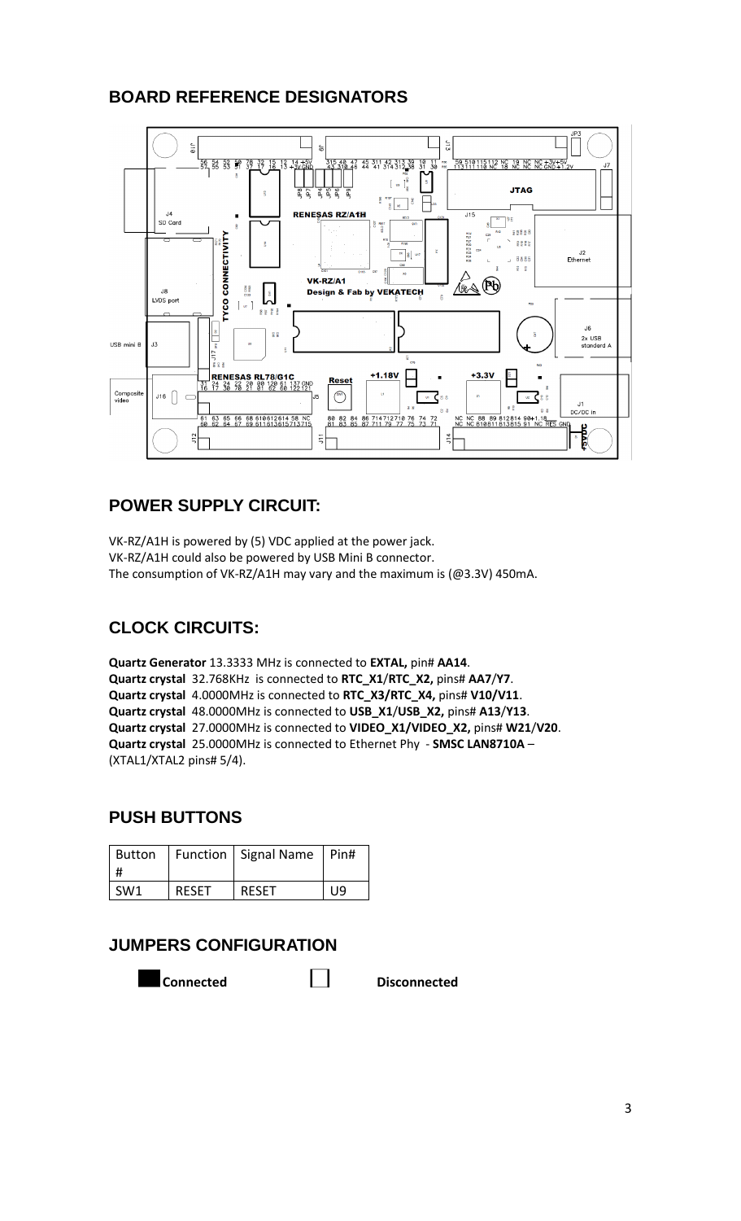## BOARD REFERENCE DESIGNATORS

## POWER SUPPLY CIRCUIT:

VK-RZ/A1H is powered by (5) VDC applied at the power jack.
VK-RZ/A1H could also be powered by USB Mini B connector.
The consumption of VK-RZ/A1H may vary and the maximum is (@3.3V) 450mA.

## CLOCK CIRCUITS:

**Quartz Generator** 13.3333 MHz is connected to **EXTAL,** pin# **AA14**.
**Quartz crystal** 32.768KHz is connected to **RTC_X1**/**RTC_X2,** pins# **AA7**/**Y7**.
**Quartz crystal** 4.0000MHz is connected to **RTC_X3/RTC_X4,** pins# **V10/V11**.
**Quartz crystal** 48.0000MHz is connected to **USB_X1**/**USB_X2,** pins# **A13**/**Y13**.
**Quartz crystal** 27.0000MHz is connected to **VIDEO_X1/VIDEO_X2,** pins# **W21**/**V20**.
**Quartz crystal** 25.0000MHz is connected to Ethernet Phy - **SMSC LAN8710A** – (XTAL1/XTAL2 pins# 5/4).

## PUSH BUTTONS

| Button # | Function | Signal Name | Pin# |
|---|---|---|---|
| SW1 | RESET | RESET | U9 |

## JUMPERS CONFIGURATION

■ **Connected** □ **Disconnected**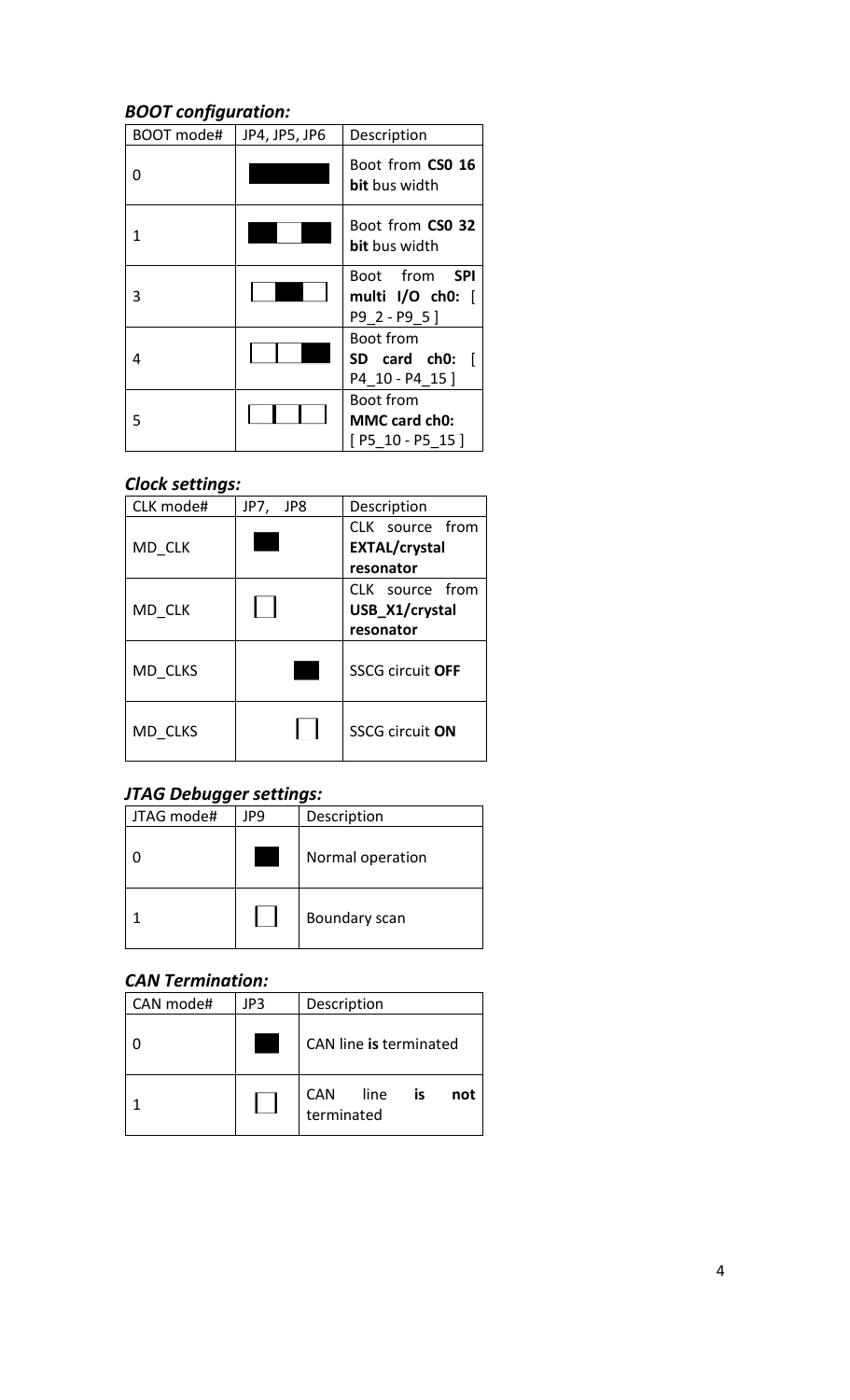### *BOOT configuration:*

| BOOT mode# | JP4, JP5, JP6 | Description |
|---|---|---|
| 0 | | Boot from **CS0 16 bit** bus width |
| 1 | | Boot from **CS0 32 bit** bus width |
| 3 | | Boot from **SPI multi I/O ch0:** [ P9_2 - P9_5 ] |
| 4 | | Boot from **SD card ch0:** [ P4_10 - P4_15 ] |
| 5 | | Boot from **MMC card ch0:** [ P5_10 - P5_15 ] |

### *Clock settings:*

| CLK mode# | JP7, JP8 | Description |
|---|---|---|
| MD_CLK | | CLK source from **EXTAL/crystal resonator** |
| MD_CLK | | CLK source from **USB_X1/crystal resonator** |
| MD_CLKS | | SSCG circuit **OFF** |
| MD_CLKS | | SSCG circuit **ON** |

### *JTAG Debugger settings:*

| JTAG mode# | JP9 | Description |
|---|---|---|
| 0 | | Normal operation |
| 1 | | Boundary scan |

### *CAN Termination:*

| CAN mode# | JP3 | Description |
|---|---|---|
| 0 | | CAN line **is** terminated |
| 1 | | CAN line **is not** terminated |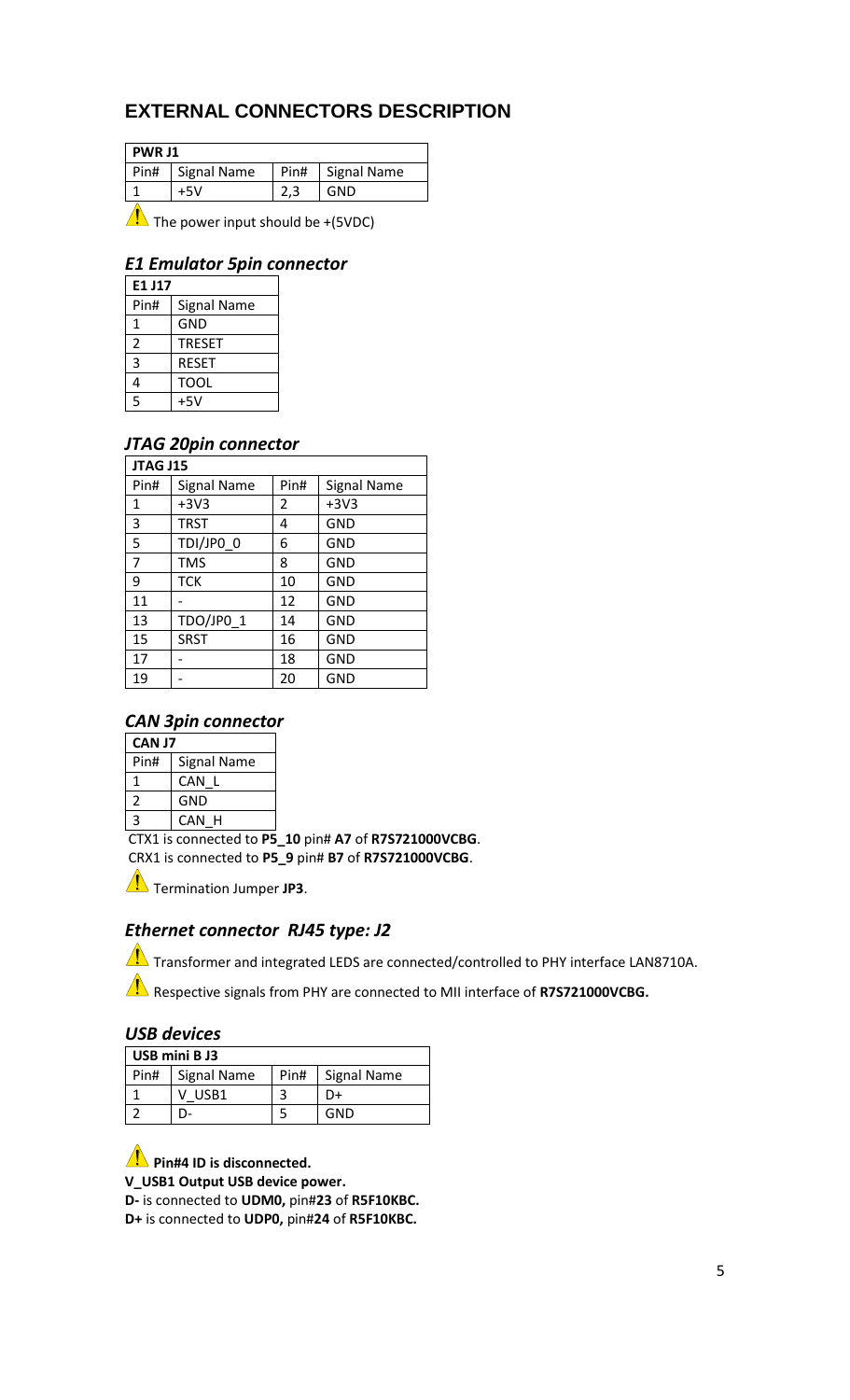## EXTERNAL CONNECTORS DESCRIPTION

| PWR J1 | | | |
|---|---|---|---|
| Pin# | Signal Name | Pin# | Signal Name |
| 1 | +5V | 2,3 | GND |

⚠ The power input should be +(5VDC)

### *E1 Emulator 5pin connector*

| E1 J17 | |
|---|---|
| Pin# | Signal Name |
| 1 | GND |
| 2 | TRESET |
| 3 | RESET |
| 4 | TOOL |
| 5 | +5V |

### *JTAG 20pin connector*

| JTAG J15 | | | |
|---|---|---|---|
| Pin# | Signal Name | Pin# | Signal Name |
| 1 | +3V3 | 2 | +3V3 |
| 3 | TRST | 4 | GND |
| 5 | TDI/JP0_0 | 6 | GND |
| 7 | TMS | 8 | GND |
| 9 | TCK | 10 | GND |
| 11 | - | 12 | GND |
| 13 | TDO/JP0_1 | 14 | GND |
| 15 | SRST | 16 | GND |
| 17 | - | 18 | GND |
| 19 | - | 20 | GND |

### *CAN 3pin connector*

| CAN J7 | |
|---|---|
| Pin# | Signal Name |
| 1 | CAN_L |
| 2 | GND |
| 3 | CAN_H |

CTX1 is connected to **P5_10** pin# **A7** of **R7S721000VCBG**.
CRX1 is connected to **P5_9** pin# **B7** of **R7S721000VCBG**.

⚠ Termination Jumper **JP3**.

### *Ethernet connector RJ45 type: J2*

⚠ Transformer and integrated LEDS are connected/controlled to PHY interface LAN8710A.

⚠ Respective signals from PHY are connected to MII interface of **R7S721000VCBG.**

### *USB devices*

| USB mini B J3 | | | |
|---|---|---|---|
| Pin# | Signal Name | Pin# | Signal Name |
| 1 | V_USB1 | 3 | D+ |
| 2 | D- | 5 | GND |

⚠ **Pin#4 ID is disconnected.**

**V_USB1 Output USB device power.**

**D-** is connected to **UDM0,** pin#**23** of **R5F10KBC.**

**D+** is connected to **UDP0,** pin#**24** of **R5F10KBC.**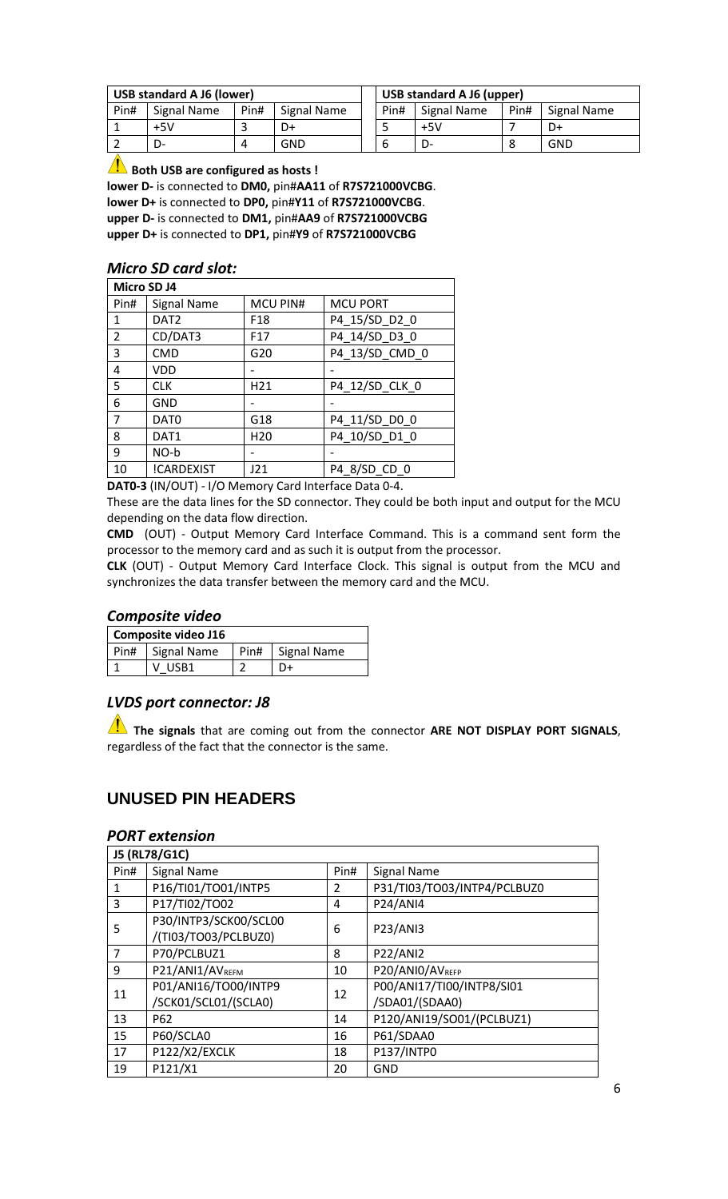| USB standard A J6 (lower) | | | |
|---|---|---|---|
| Pin# | Signal Name | Pin# | Signal Name |
| 1 | +5V | 3 | D+ |
| 2 | D- | 4 | GND |

| USB standard A J6 (upper) | | | |
|---|---|---|---|
| Pin# | Signal Name | Pin# | Signal Name |
| 5 | +5V | 7 | D+ |
| 6 | D- | 8 | GND |

**Both USB are configured as hosts !**

**lower D-** is connected to **DM0,** pin#**AA11** of **R7S721000VCBG**.
**lower D+** is connected to **DP0,** pin#**Y11** of **R7S721000VCBG**.
**upper D-** is connected to **DM1,** pin#**AA9** of **R7S721000VCBG**
**upper D+** is connected to **DP1,** pin#**Y9** of **R7S721000VCBG**

### *Micro SD card slot:*

| Micro SD J4 | | | |
|---|---|---|---|
| Pin# | Signal Name | MCU PIN# | MCU PORT |
| 1 | DAT2 | F18 | P4_15/SD_D2_0 |
| 2 | CD/DAT3 | F17 | P4_14/SD_D3_0 |
| 3 | CMD | G20 | P4_13/SD_CMD_0 |
| 4 | VDD | - | - |
| 5 | CLK | H21 | P4_12/SD_CLK_0 |
| 6 | GND | - | - |
| 7 | DAT0 | G18 | P4_11/SD_D0_0 |
| 8 | DAT1 | H20 | P4_10/SD_D1_0 |
| 9 | NO-b | - | - |
| 10 | !CARDEXIST | J21 | P4_8/SD_CD_0 |

**DAT0-3** (IN/OUT) - I/O Memory Card Interface Data 0-4.
These are the data lines for the SD connector. They could be both input and output for the MCU depending on the data flow direction.
**CMD** (OUT) - Output Memory Card Interface Command. This is a command sent form the processor to the memory card and as such it is output from the processor.
**CLK** (OUT) - Output Memory Card Interface Clock. This signal is output from the MCU and synchronizes the data transfer between the memory card and the MCU.

### *Composite video*

| Composite video J16 | | | |
|---|---|---|---|
| Pin# | Signal Name | Pin# | Signal Name |
| 1 | V_USB1 | 2 | D+ |

### *LVDS port connector: J8*

**The signals** that are coming out from the connector **ARE NOT DISPLAY PORT SIGNALS**, regardless of the fact that the connector is the same.

## UNUSED PIN HEADERS

### *PORT extension*

| J5 (RL78/G1C) | | | |
|---|---|---|---|
| Pin# | Signal Name | Pin# | Signal Name |
| 1 | P16/TI01/TO01/INTP5 | 2 | P31/TI03/TO03/INTP4/PCLBUZ0 |
| 3 | P17/TI02/TO02 | 4 | P24/ANI4 |
| 5 | P30/INTP3/SCK00/SCL00 /(TI03/TO03/PCLBUZ0) | 6 | P23/ANI3 |
| 7 | P70/PCLBUZ1 | 8 | P22/ANI2 |
| 9 | P21/ANI1/$AV_{REFM}$ | 10 | P20/ANI0/$AV_{REFP}$ |
| 11 | P01/ANI16/TO00/INTP9 /SCK01/SCL01/(SCLA0) | 12 | P00/ANI17/TI00/INTP8/SI01 /SDA01/(SDAA0) |
| 13 | P62 | 14 | P120/ANI19/SO01/(PCLBUZ1) |
| 15 | P60/SCLA0 | 16 | P61/SDAA0 |
| 17 | P122/X2/EXCLK | 18 | P137/INTP0 |
| 19 | P121/X1 | 20 | GND |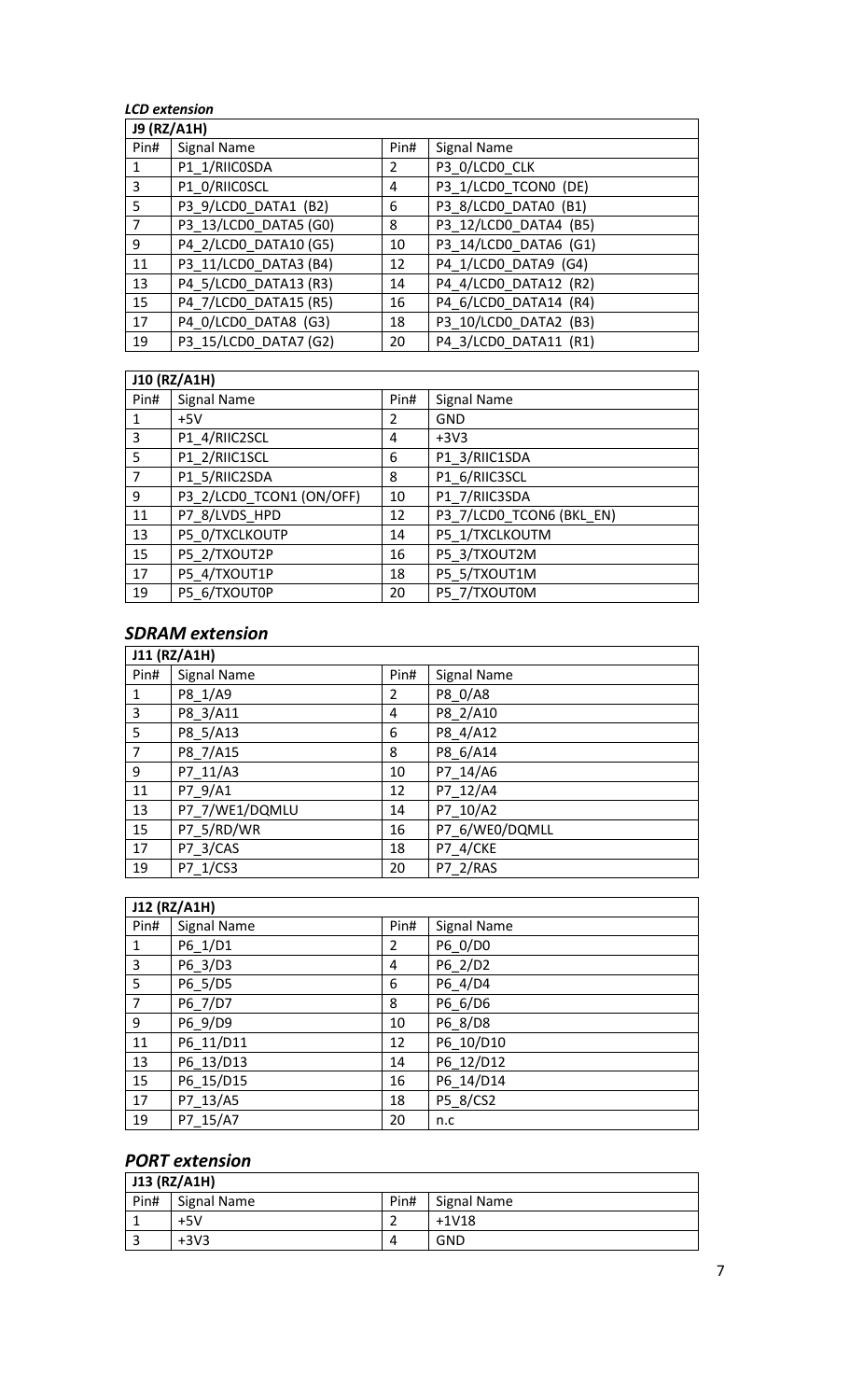***LCD extension***

| J9 (RZ/A1H) | | | |
|---|---|---|---|
| Pin# | Signal Name | Pin# | Signal Name |
| 1 | P1_1/RIIC0SDA | 2 | P3_0/LCD0_CLK |
| 3 | P1_0/RIIC0SCL | 4 | P3_1/LCD0_TCON0 (DE) |
| 5 | P3_9/LCD0_DATA1 (B2) | 6 | P3_8/LCD0_DATA0 (B1) |
| 7 | P3_13/LCD0_DATA5 (G0) | 8 | P3_12/LCD0_DATA4 (B5) |
| 9 | P4_2/LCD0_DATA10 (G5) | 10 | P3_14/LCD0_DATA6 (G1) |
| 11 | P3_11/LCD0_DATA3 (B4) | 12 | P4_1/LCD0_DATA9 (G4) |
| 13 | P4_5/LCD0_DATA13 (R3) | 14 | P4_4/LCD0_DATA12 (R2) |
| 15 | P4_7/LCD0_DATA15 (R5) | 16 | P4_6/LCD0_DATA14 (R4) |
| 17 | P4_0/LCD0_DATA8 (G3) | 18 | P3_10/LCD0_DATA2 (B3) |
| 19 | P3_15/LCD0_DATA7 (G2) | 20 | P4_3/LCD0_DATA11 (R1) |

| J10 (RZ/A1H) | | | |
|---|---|---|---|
| Pin# | Signal Name | Pin# | Signal Name |
| 1 | +5V | 2 | GND |
| 3 | P1_4/RIIC2SCL | 4 | +3V3 |
| 5 | P1_2/RIIC1SCL | 6 | P1_3/RIIC1SDA |
| 7 | P1_5/RIIC2SDA | 8 | P1_6/RIIC3SCL |
| 9 | P3_2/LCD0_TCON1 (ON/OFF) | 10 | P1_7/RIIC3SDA |
| 11 | P7_8/LVDS_HPD | 12 | P3_7/LCD0_TCON6 (BKL_EN) |
| 13 | P5_0/TXCLKOUTP | 14 | P5_1/TXCLKOUTM |
| 15 | P5_2/TXOUT2P | 16 | P5_3/TXOUT2M |
| 17 | P5_4/TXOUT1P | 18 | P5_5/TXOUT1M |
| 19 | P5_6/TXOUT0P | 20 | P5_7/TXOUT0M |

## *SDRAM extension*

| J11 (RZ/A1H) | | | |
|---|---|---|---|
| Pin# | Signal Name | Pin# | Signal Name |
| 1 | P8_1/A9 | 2 | P8_0/A8 |
| 3 | P8_3/A11 | 4 | P8_2/A10 |
| 5 | P8_5/A13 | 6 | P8_4/A12 |
| 7 | P8_7/A15 | 8 | P8_6/A14 |
| 9 | P7_11/A3 | 10 | P7_14/A6 |
| 11 | P7_9/A1 | 12 | P7_12/A4 |
| 13 | P7_7/WE1/DQMLU | 14 | P7_10/A2 |
| 15 | P7_5/RD/WR | 16 | P7_6/WE0/DQMLL |
| 17 | P7_3/CAS | 18 | P7_4/CKE |
| 19 | P7_1/CS3 | 20 | P7_2/RAS |

| J12 (RZ/A1H) | | | |
|---|---|---|---|
| Pin# | Signal Name | Pin# | Signal Name |
| 1 | P6_1/D1 | 2 | P6_0/D0 |
| 3 | P6_3/D3 | 4 | P6_2/D2 |
| 5 | P6_5/D5 | 6 | P6_4/D4 |
| 7 | P6_7/D7 | 8 | P6_6/D6 |
| 9 | P6_9/D9 | 10 | P6_8/D8 |
| 11 | P6_11/D11 | 12 | P6_10/D10 |
| 13 | P6_13/D13 | 14 | P6_12/D12 |
| 15 | P6_15/D15 | 16 | P6_14/D14 |
| 17 | P7_13/A5 | 18 | P5_8/CS2 |
| 19 | P7_15/A7 | 20 | n.c |

## *PORT extension*

| J13 (RZ/A1H) | | | |
|---|---|---|---|
| Pin# | Signal Name | Pin# | Signal Name |
| 1 | +5V | 2 | +1V18 |
| 3 | +3V3 | 4 | GND |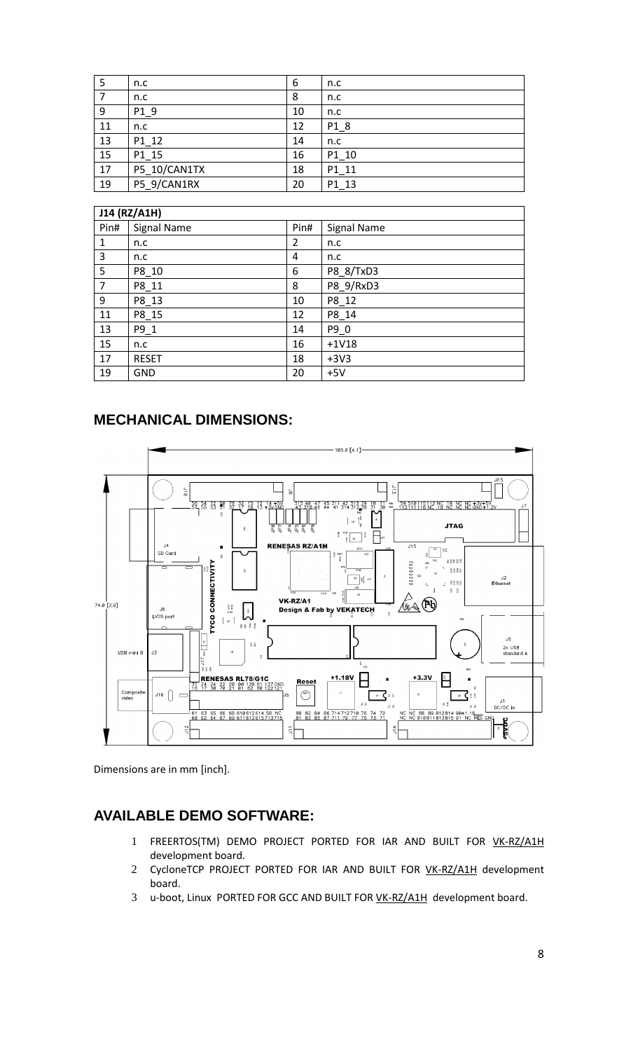| | | | |
|---|---|---|---|
| 5 | n.c | 6 | n.c |
| 7 | n.c | 8 | n.c |
| 9 | P1_9 | 10 | n.c |
| 11 | n.c | 12 | P1_8 |
| 13 | P1_12 | 14 | n.c |
| 15 | P1_15 | 16 | P1_10 |
| 17 | P5_10/CAN1TX | 18 | P1_11 |
| 19 | P5_9/CAN1RX | 20 | P1_13 |

| J14 (RZ/A1H) | | | |
|---|---|---|---|
| Pin# | Signal Name | Pin# | Signal Name |
| 1 | n.c | 2 | n.c |
| 3 | n.c | 4 | n.c |
| 5 | P8_10 | 6 | P8_8/TxD3 |
| 7 | P8_11 | 8 | P8_9/RxD3 |
| 9 | P8_13 | 10 | P8_12 |
| 11 | P8_15 | 12 | P8_14 |
| 13 | P9_1 | 14 | P9_0 |
| 15 | n.c | 16 | +1V18 |
| 17 | RESET | 18 | +3V3 |
| 19 | GND | 20 | +5V |

## MECHANICAL DIMENSIONS:

105.0 [4.1]

74.0 [2.9]

Dimensions are in mm [inch].

## AVAILABLE DEMO SOFTWARE:

1. FREERTOS(TM) DEMO PROJECT PORTED FOR IAR AND BUILT FOR VK-RZ/A1H development board.
2. CycloneTCP PROJECT PORTED FOR IAR AND BUILT FOR VK-RZ/A1H development board.
3. u-boot, Linux PORTED FOR GCC AND BUILT FOR VK-RZ/A1H development board.